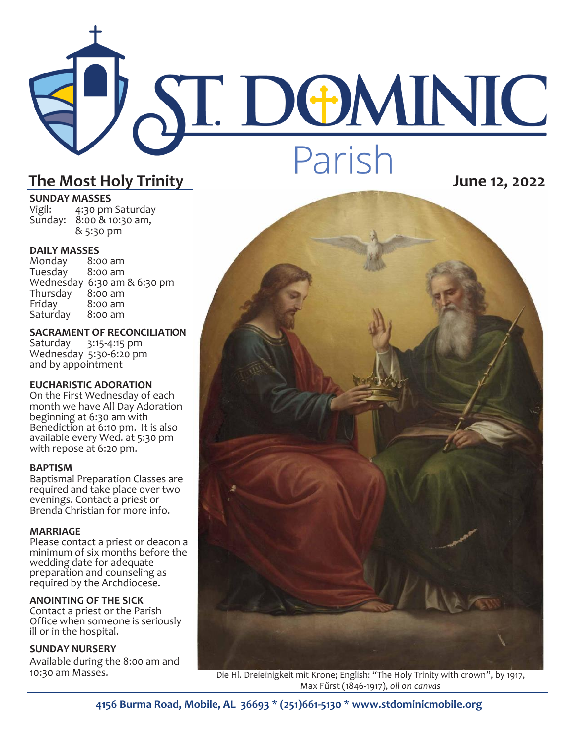# ST. DOMINIC Parish

## The Most Holy Trinity

**June 12, 2022**

**SUNDAY MASSES**
Vigil: 4:30 pm Saturday
Sunday: 8:00 & 10:30 am, & 5:30 pm

**DAILY MASSES**
Monday 8:00 am
Tuesday 8:00 am
Wednesday 6:30 am & 6:30 pm
Thursday 8:00 am
Friday 8:00 am
Saturday 8:00 am

**SACRAMENT OF RECONCILIATION**
Saturday 3:15-4:15 pm
Wednesday 5:30-6:20 pm
and by appointment

**EUCHARISTIC ADORATION**
On the First Wednesday of each month we have All Day Adoration beginning at 6:30 am with Benediction at 6:10 pm. It is also available every Wed. at 5:30 pm with repose at 6:20 pm.

**BAPTISM**
Baptismal Preparation Classes are required and take place over two evenings. Contact a priest or Brenda Christian for more info.

**MARRIAGE**
Please contact a priest or deacon a minimum of six months before the wedding date for adequate preparation and counseling as required by the Archdiocese.

**ANOINTING OF THE SICK**
Contact a priest or the Parish Office when someone is seriously ill or in the hospital.

**SUNDAY NURSERY**
Available during the 8:00 am and 10:30 am Masses.

Die Hl. Dreieinigkeit mit Krone; English: "The Holy Trinity with crown", by 1917, Max Fűrst (1846-1917), *oil on canvas*

**4156 Burma Road, Mobile, AL 36693 * (251)661-5130 * www.stdominicmobile.org**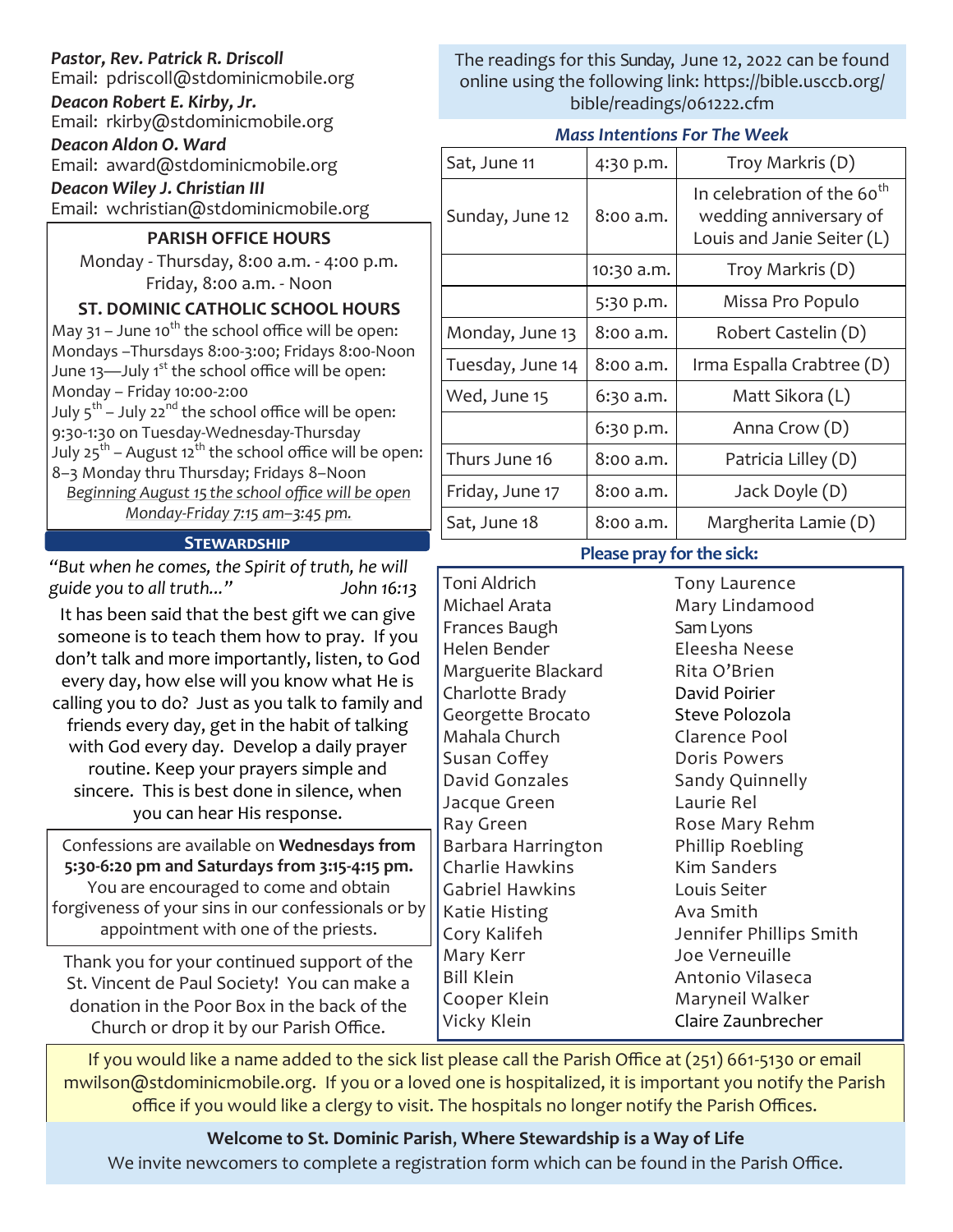***Pastor, Rev. Patrick R. Driscoll***
Email: pdriscoll@stdominicmobile.org

***Deacon Robert E. Kirby, Jr.***
Email: rkirby@stdominicmobile.org

***Deacon Aldon O. Ward***
Email: award@stdominicmobile.org

***Deacon Wiley J. Christian III***
Email: wchristian@stdominicmobile.org

**PARISH OFFICE HOURS**

Monday - Thursday, 8:00 a.m. - 4:00 p.m.
Friday, 8:00 a.m. - Noon

**ST. DOMINIC CATHOLIC SCHOOL HOURS**

May 31 – June 10th the school office will be open: Mondays –Thursdays 8:00-3:00; Fridays 8:00-Noon
June 13—July 1st the school office will be open: Monday – Friday 10:00-2:00
July 5th – July 22nd the school office will be open: 9:30-1:30 on Tuesday-Wednesday-Thursday
July 25th – August 12th the school office will be open: 8–3 Monday thru Thursday; Fridays 8–Noon

*Beginning August 15 the school office will be open Monday-Friday 7:15 am–3:45 pm.*

## Stewardship

*"But when he comes, the Spirit of truth, he will guide you to all truth..."* *John 16:13*

It has been said that the best gift we can give someone is to teach them how to pray. If you don't talk and more importantly, listen, to God every day, how else will you know what He is calling you to do? Just as you talk to family and friends every day, get in the habit of talking with God every day. Develop a daily prayer routine. Keep your prayers simple and sincere. This is best done in silence, when you can hear His response.

Confessions are available on **Wednesdays from 5:30-6:20 pm and Saturdays from 3:15-4:15 pm.** You are encouraged to come and obtain forgiveness of your sins in our confessionals or by appointment with one of the priests.

Thank you for your continued support of the St. Vincent de Paul Society! You can make a donation in the Poor Box in the back of the Church or drop it by our Parish Office.

The readings for this Sunday, June 12, 2022 can be found online using the following link: https://bible.usccb.org/bible/readings/061222.cfm

### *Mass Intentions For The Week*

| | | |
|---|---|---|
| Sat, June 11 | 4:30 p.m. | Troy Markris (D) |
| Sunday, June 12 | 8:00 a.m. | In celebration of the 60th wedding anniversary of Louis and Janie Seiter (L) |
| | 10:30 a.m. | Troy Markris (D) |
| | 5:30 p.m. | Missa Pro Populo |
| Monday, June 13 | 8:00 a.m. | Robert Castelin (D) |
| Tuesday, June 14 | 8:00 a.m. | Irma Espalla Crabtree (D) |
| Wed, June 15 | 6:30 a.m. | Matt Sikora (L) |
| | 6:30 p.m. | Anna Crow (D) |
| Thurs June 16 | 8:00 a.m. | Patricia Lilley (D) |
| Friday, June 17 | 8:00 a.m. | Jack Doyle (D) |
| Sat, June 18 | 8:00 a.m. | Margherita Lamie (D) |

### Please pray for the sick:

Toni Aldrich
Michael Arata
Frances Baugh
Helen Bender
Marguerite Blackard
Charlotte Brady
Georgette Brocato
Mahala Church
Susan Coffey
David Gonzales
Jacque Green
Ray Green
Barbara Harrington
Charlie Hawkins
Gabriel Hawkins
Katie Histing
Cory Kalifeh
Mary Kerr
Bill Klein
Cooper Klein
Vicky Klein
Tony Laurence
Mary Lindamood
Sam Lyons
Eleesha Neese
Rita O'Brien
David Poirier
Steve Polozola
Clarence Pool
Doris Powers
Sandy Quinnelly
Laurie Rel
Rose Mary Rehm
Phillip Roebling
Kim Sanders
Louis Seiter
Ava Smith
Jennifer Phillips Smith
Joe Verneuille
Antonio Vilaseca
Maryneil Walker
Claire Zaunbrecher

If you would like a name added to the sick list please call the Parish Office at (251) 661-5130 or email mwilson@stdominicmobile.org. If you or a loved one is hospitalized, it is important you notify the Parish office if you would like a clergy to visit. The hospitals no longer notify the Parish Offices.

**Welcome to St. Dominic Parish, Where Stewardship is a Way of Life**

We invite newcomers to complete a registration form which can be found in the Parish Office.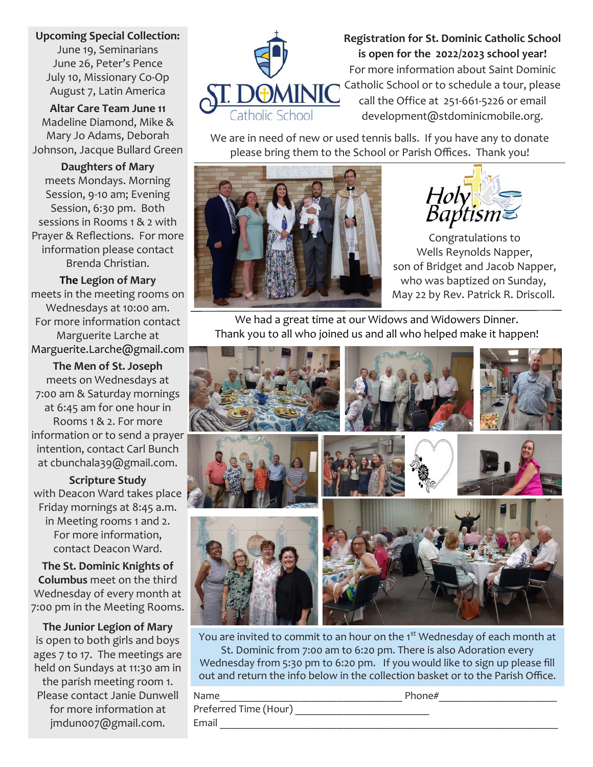**Upcoming Special Collection:**
June 19, Seminarians
June 26, Peter's Pence
July 10, Missionary Co-Op
August 7, Latin America

**Altar Care Team June 11**
Madeline Diamond, Mike & Mary Jo Adams, Deborah Johnson, Jacque Bullard Green

**Daughters of Mary**
meets Mondays. Morning Session, 9-10 am; Evening Session, 6:30 pm. Both sessions in Rooms 1 & 2 with Prayer & Reflections. For more information please contact Brenda Christian.

**The Legion of Mary**
meets in the meeting rooms on Wednesdays at 10:00 am. For more information contact Marguerite Larche at Marguerite.Larche@gmail.com

**The Men of St. Joseph**
meets on Wednesdays at 7:00 am & Saturday mornings at 6:45 am for one hour in Rooms 1 & 2. For more information or to send a prayer intention, contact Carl Bunch at cbunchala39@gmail.com.

**Scripture Study**
with Deacon Ward takes place Friday mornings at 8:45 a.m. in Meeting rooms 1 and 2. For more information, contact Deacon Ward.

**The St. Dominic Knights of Columbus** meet on the third Wednesday of every month at 7:00 pm in the Meeting Rooms.

**The Junior Legion of Mary**
is open to both girls and boys ages 7 to 17. The meetings are held on Sundays at 11:30 am in the parish meeting room 1. Please contact Janie Dunwell for more information at jmdun007@gmail.com.

ST. DOMINIC Catholic School

**Registration for St. Dominic Catholic School is open for the 2022/2023 school year!**
For more information about Saint Dominic Catholic School or to schedule a tour, please call the Office at 251-661-5226 or email development@stdominicmobile.org.

We are in need of new or used tennis balls. If you have any to donate please bring them to the School or Parish Offices. Thank you!

Holy Baptism

Congratulations to Wells Reynolds Napper, son of Bridget and Jacob Napper, who was baptized on Sunday, May 22 by Rev. Patrick R. Driscoll.

We had a great time at our Widows and Widowers Dinner. Thank you to all who joined us and all who helped make it happen!

You are invited to commit to an hour on the 1st Wednesday of each month at St. Dominic from 7:00 am to 6:20 pm. There is also Adoration every Wednesday from 5:30 pm to 6:20 pm. If you would like to sign up please fill out and return the info below in the collection basket or to the Parish Office.

Name_________________________________ Phone#______________________

Preferred Time (Hour) _________________________

Email ______________________________________________________________